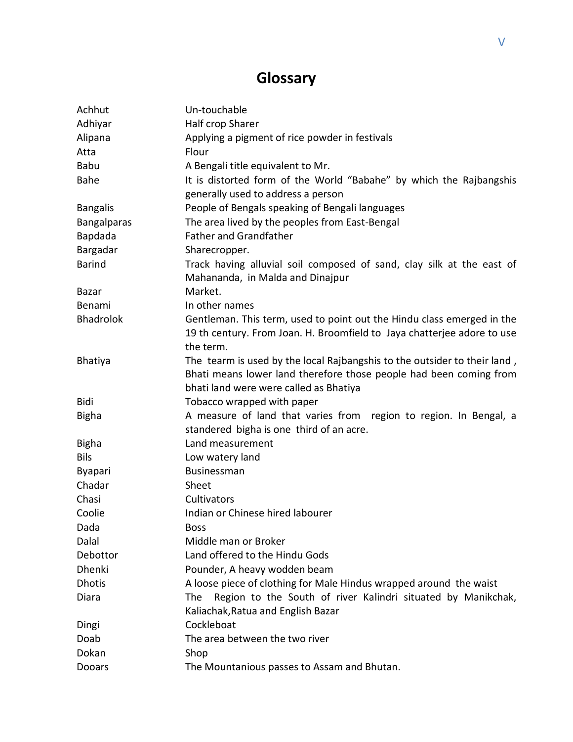# Glossary

| | |
|---|---|
| Achhut | Un-touchable |
| Adhiyar | Half crop Sharer |
| Alipana | Applying a pigment of rice powder in festivals |
| Atta | Flour |
| Babu | A Bengali title equivalent to Mr. |
| Bahe | It is distorted form of the World "Babahe" by which the Rajbangshis generally used to address a person |
| Bangalis | People of Bengals speaking of Bengali languages |
| Bangalparas | The area lived by the peoples from East-Bengal |
| Bapdada | Father and Grandfather |
| Bargadar | Sharecropper. |
| Barind | Track having alluvial soil composed of sand, clay silk at the east of Mahananda, in Malda and Dinajpur |
| Bazar | Market. |
| Benami | In other names |
| Bhadrolok | Gentleman. This term, used to point out the Hindu class emerged in the 19 th century. From Joan. H. Broomfield to Jaya chatterjee adore to use the term. |
| Bhatiya | The tearm is used by the local Rajbangshis to the outsider to their land , Bhati means lower land therefore those people had been coming from bhati land were were called as Bhatiya |
| Bidi | Tobacco wrapped with paper |
| Bigha | A measure of land that varies from region to region. In Bengal, a standered bigha is one third of an acre. |
| Bigha | Land measurement |
| Bils | Low watery land |
| Byapari | Businessman |
| Chadar | Sheet |
| Chasi | Cultivators |
| Coolie | Indian or Chinese hired labourer |
| Dada | Boss |
| Dalal | Middle man or Broker |
| Debottor | Land offered to the Hindu Gods |
| Dhenki | Pounder, A heavy wodden beam |
| Dhotis | A loose piece of clothing for Male Hindus wrapped around the waist |
| Diara | The Region to the South of river Kalindri situated by Manikchak, Kaliachak,Ratua and English Bazar |
| Dingi | Cockleboat |
| Doab | The area between the two river |
| Dokan | Shop |
| Dooars | The Mountanious passes to Assam and Bhutan. |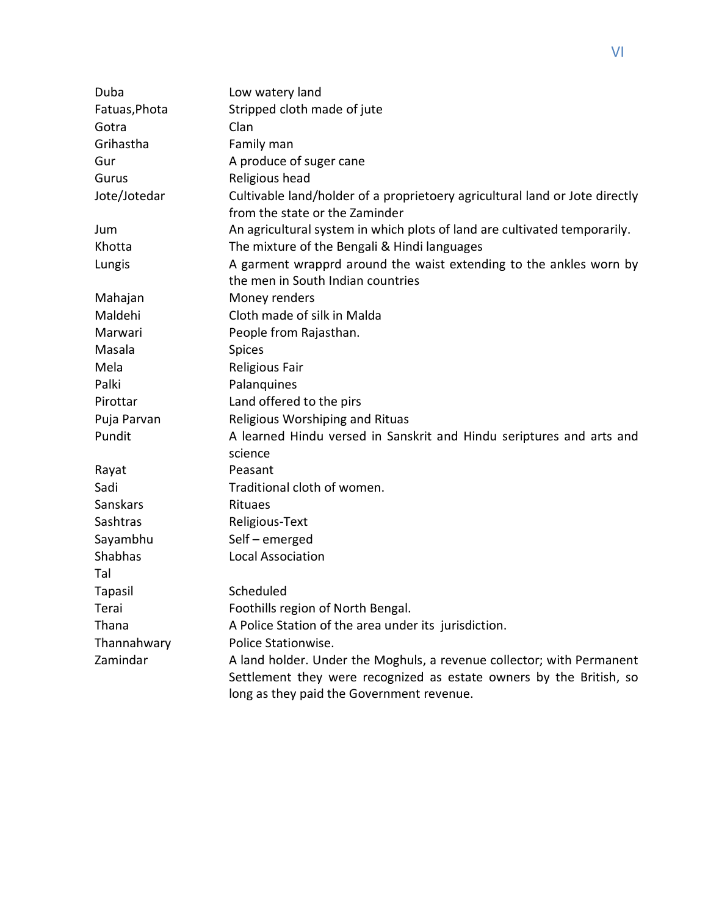| | |
|---|---|
| Duba | Low watery land |
| Fatuas,Phota | Stripped cloth made of jute |
| Gotra | Clan |
| Grihastha | Family man |
| Gur | A produce of suger cane |
| Gurus | Religious head |
| Jote/Jotedar | Cultivable land/holder of a proprietoery agricultural land or Jote directly from the state or the Zaminder |
| Jum | An agricultural system in which plots of land are cultivated temporarily. |
| Khotta | The mixture of the Bengali & Hindi languages |
| Lungis | A garment wrapprd around the waist extending to the ankles worn by the men in South Indian countries |
| Mahajan | Money renders |
| Maldehi | Cloth made of silk in Malda |
| Marwari | People from Rajasthan. |
| Masala | Spices |
| Mela | Religious Fair |
| Palki | Palanquines |
| Pirottar | Land offered to the pirs |
| Puja Parvan | Religious Worshiping and Rituas |
| Pundit | A learned Hindu versed in Sanskrit and Hindu seriptures and arts and science |
| Rayat | Peasant |
| Sadi | Traditional cloth of women. |
| Sanskars | Rituaes |
| Sashtras | Religious-Text |
| Sayambhu | Self – emerged |
| Shabhas | Local Association |
| Tal | |
| Tapasil | Scheduled |
| Terai | Foothills region of North Bengal. |
| Thana | A Police Station of the area under its jurisdiction. |
| Thannahwary | Police Stationwise. |
| Zamindar | A land holder. Under the Moghuls, a revenue collector; with Permanent Settlement they were recognized as estate owners by the British, so long as they paid the Government revenue. |